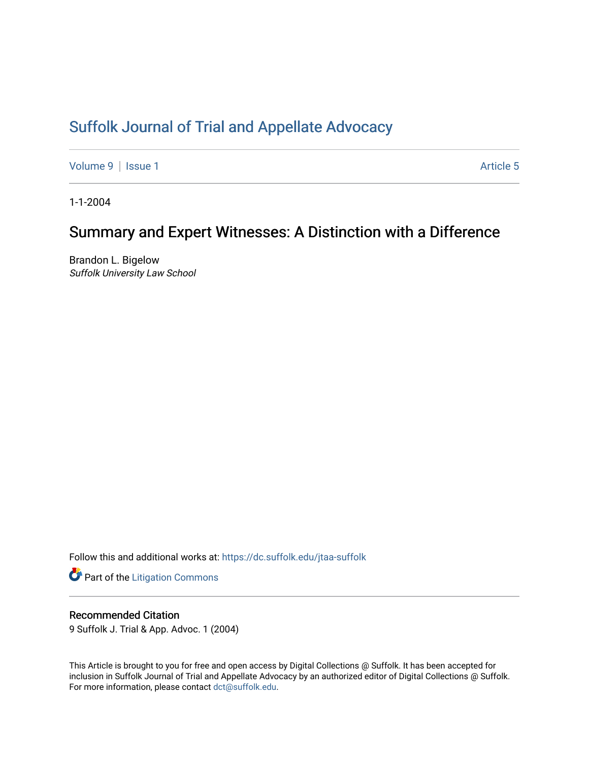# Suffolk Journal of Trial and Appellate Advocacy

Volume 9 | Issue 1 — Article 5

1-1-2004

## Summary and Expert Witnesses: A Distinction with a Difference

Brandon L. Bigelow
*Suffolk University Law School*

Follow this and additional works at: https://dc.suffolk.edu/jtaa-suffolk

Part of the Litigation Commons

### Recommended Citation

9 Suffolk J. Trial & App. Advoc. 1 (2004)

This Article is brought to you for free and open access by Digital Collections @ Suffolk. It has been accepted for inclusion in Suffolk Journal of Trial and Appellate Advocacy by an authorized editor of Digital Collections @ Suffolk. For more information, please contact dct@suffolk.edu.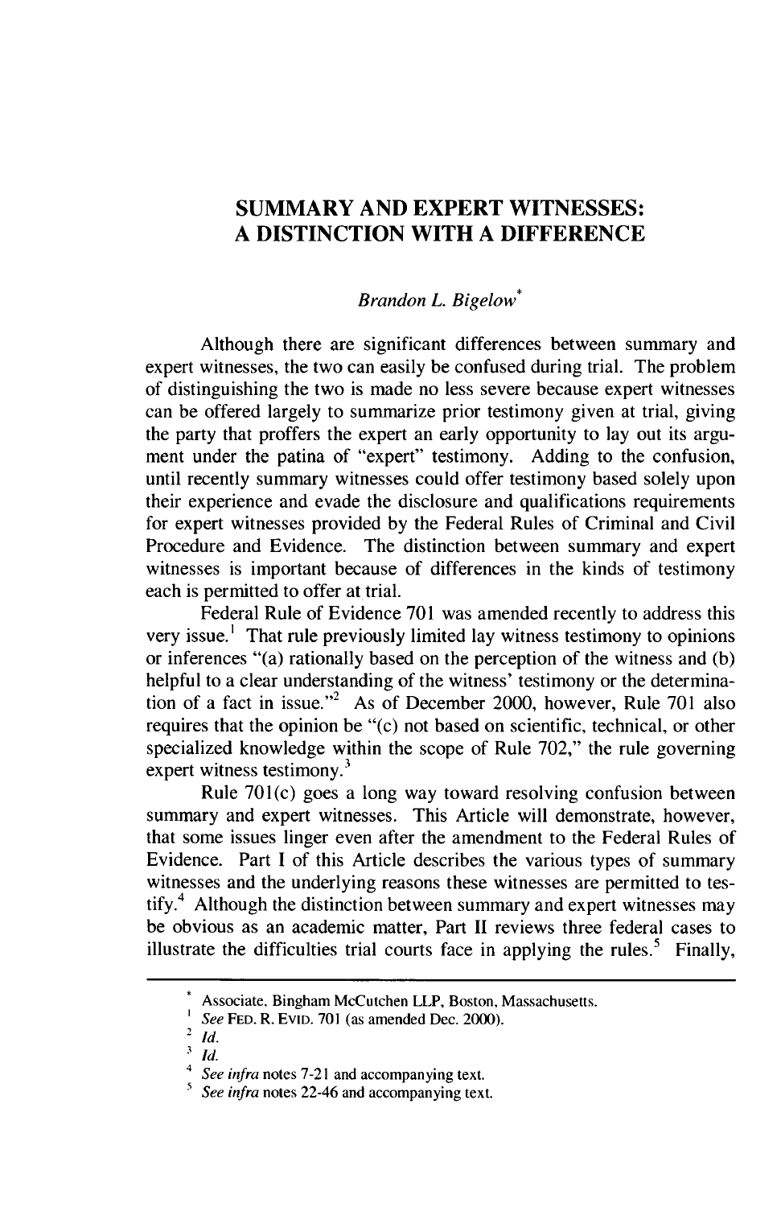# SUMMARY AND EXPERT WITNESSES: A DISTINCTION WITH A DIFFERENCE

*Brandon L. Bigelow*[*]

Although there are significant differences between summary and expert witnesses, the two can easily be confused during trial. The problem of distinguishing the two is made no less severe because expert witnesses can be offered largely to summarize prior testimony given at trial, giving the party that proffers the expert an early opportunity to lay out its argument under the patina of "expert" testimony. Adding to the confusion, until recently summary witnesses could offer testimony based solely upon their experience and evade the disclosure and qualifications requirements for expert witnesses provided by the Federal Rules of Criminal and Civil Procedure and Evidence. The distinction between summary and expert witnesses is important because of differences in the kinds of testimony each is permitted to offer at trial.

Federal Rule of Evidence 701 was amended recently to address this very issue.[1] That rule previously limited lay witness testimony to opinions or inferences "(a) rationally based on the perception of the witness and (b) helpful to a clear understanding of the witness' testimony or the determination of a fact in issue."[2] As of December 2000, however, Rule 701 also requires that the opinion be "(c) not based on scientific, technical, or other specialized knowledge within the scope of Rule 702," the rule governing expert witness testimony.[3]

Rule 701(c) goes a long way toward resolving confusion between summary and expert witnesses. This Article will demonstrate, however, that some issues linger even after the amendment to the Federal Rules of Evidence. Part I of this Article describes the various types of summary witnesses and the underlying reasons these witnesses are permitted to testify.[4] Although the distinction between summary and expert witnesses may be obvious as an academic matter, Part II reviews three federal cases to illustrate the difficulties trial courts face in applying the rules.[5] Finally,

---

[*] Associate, Bingham McCutchen LLP, Boston, Massachusetts.

[1] *See* FED. R. EVID. 701 (as amended Dec. 2000).

[2] *Id.*

[3] *Id.*

[4] *See infra* notes 7-21 and accompanying text.

[5] *See infra* notes 22-46 and accompanying text.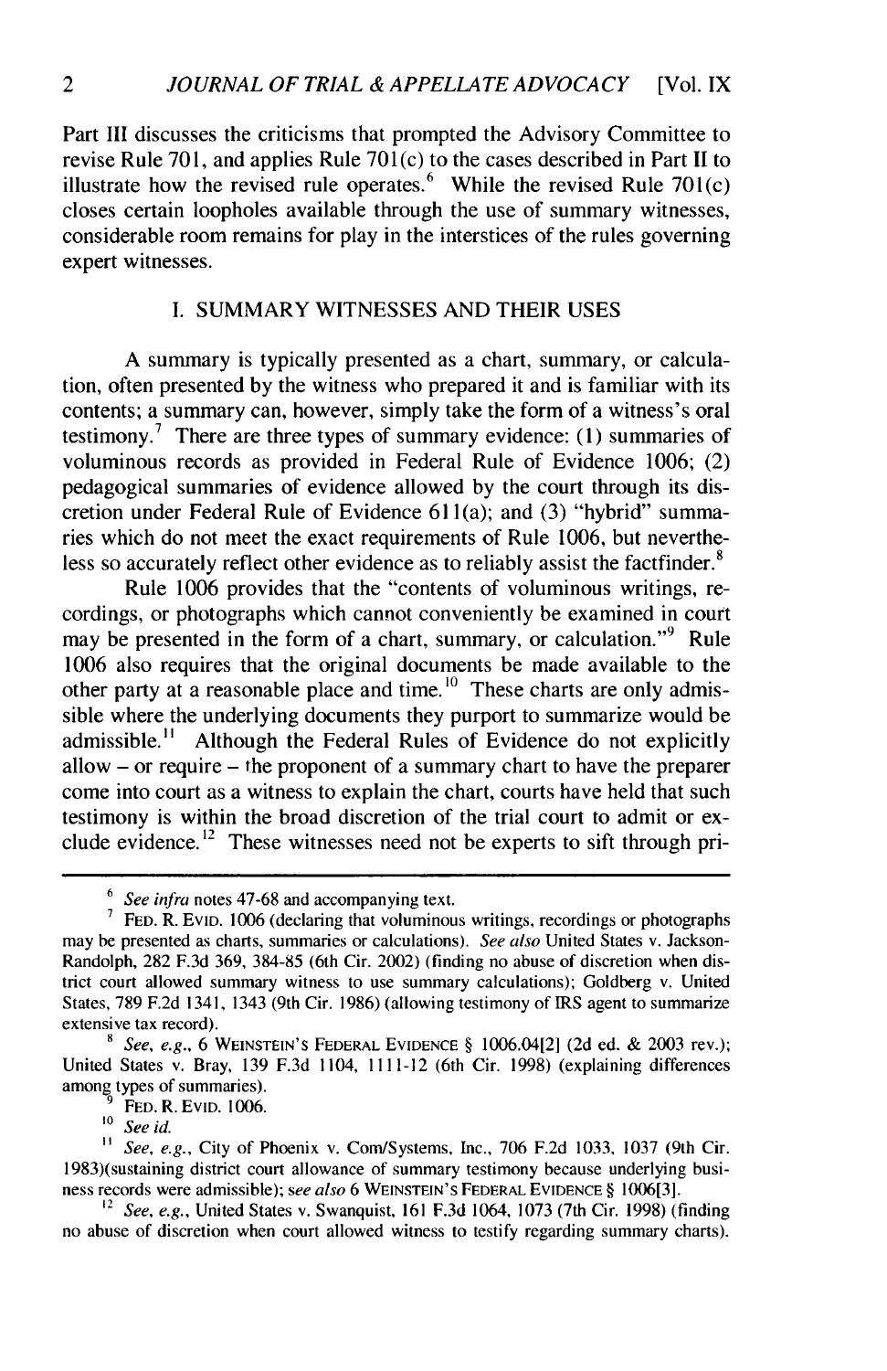Part III discusses the criticisms that prompted the Advisory Committee to revise Rule 701, and applies Rule 701(c) to the cases described in Part II to illustrate how the revised rule operates.[6] While the revised Rule 701(c) closes certain loopholes available through the use of summary witnesses, considerable room remains for play in the interstices of the rules governing expert witnesses.

## I. SUMMARY WITNESSES AND THEIR USES

A summary is typically presented as a chart, summary, or calculation, often presented by the witness who prepared it and is familiar with its contents; a summary can, however, simply take the form of a witness's oral testimony.[7] There are three types of summary evidence: (1) summaries of voluminous records as provided in Federal Rule of Evidence 1006; (2) pedagogical summaries of evidence allowed by the court through its discretion under Federal Rule of Evidence 611(a); and (3) "hybrid" summaries which do not meet the exact requirements of Rule 1006, but nevertheless so accurately reflect other evidence as to reliably assist the factfinder.[8]

Rule 1006 provides that the "contents of voluminous writings, recordings, or photographs which cannot conveniently be examined in court may be presented in the form of a chart, summary, or calculation."[9] Rule 1006 also requires that the original documents be made available to the other party at a reasonable place and time.[10] These charts are only admissible where the underlying documents they purport to summarize would be admissible.[11] Although the Federal Rules of Evidence do not explicitly allow – or require – the proponent of a summary chart to have the preparer come into court as a witness to explain the chart, courts have held that such testimony is within the broad discretion of the trial court to admit or exclude evidence.[12] These witnesses need not be experts to sift through pri-

---

[6] *See infra* notes 47-68 and accompanying text.

[7] FED. R. EVID. 1006 (declaring that voluminous writings, recordings or photographs may be presented as charts, summaries or calculations). *See also* United States v. Jackson-Randolph, 282 F.3d 369, 384-85 (6th Cir. 2002) (finding no abuse of discretion when district court allowed summary witness to use summary calculations); Goldberg v. United States, 789 F.2d 1341, 1343 (9th Cir. 1986) (allowing testimony of IRS agent to summarize extensive tax record).

[8] *See, e.g.*, 6 WEINSTEIN'S FEDERAL EVIDENCE § 1006.04[2] (2d ed. & 2003 rev.); United States v. Bray, 139 F.3d 1104, 1111-12 (6th Cir. 1998) (explaining differences among types of summaries).

[9] FED. R. EVID. 1006.

[10] *See id.*

[11] *See, e.g.*, City of Phoenix v. Com/Systems, Inc., 706 F.2d 1033, 1037 (9th Cir. 1983)(sustaining district court allowance of summary testimony because underlying business records were admissible); *see also* 6 WEINSTEIN'S FEDERAL EVIDENCE § 1006[3].

[12] *See, e.g.*, United States v. Swanquist, 161 F.3d 1064, 1073 (7th Cir. 1998) (finding no abuse of discretion when court allowed witness to testify regarding summary charts).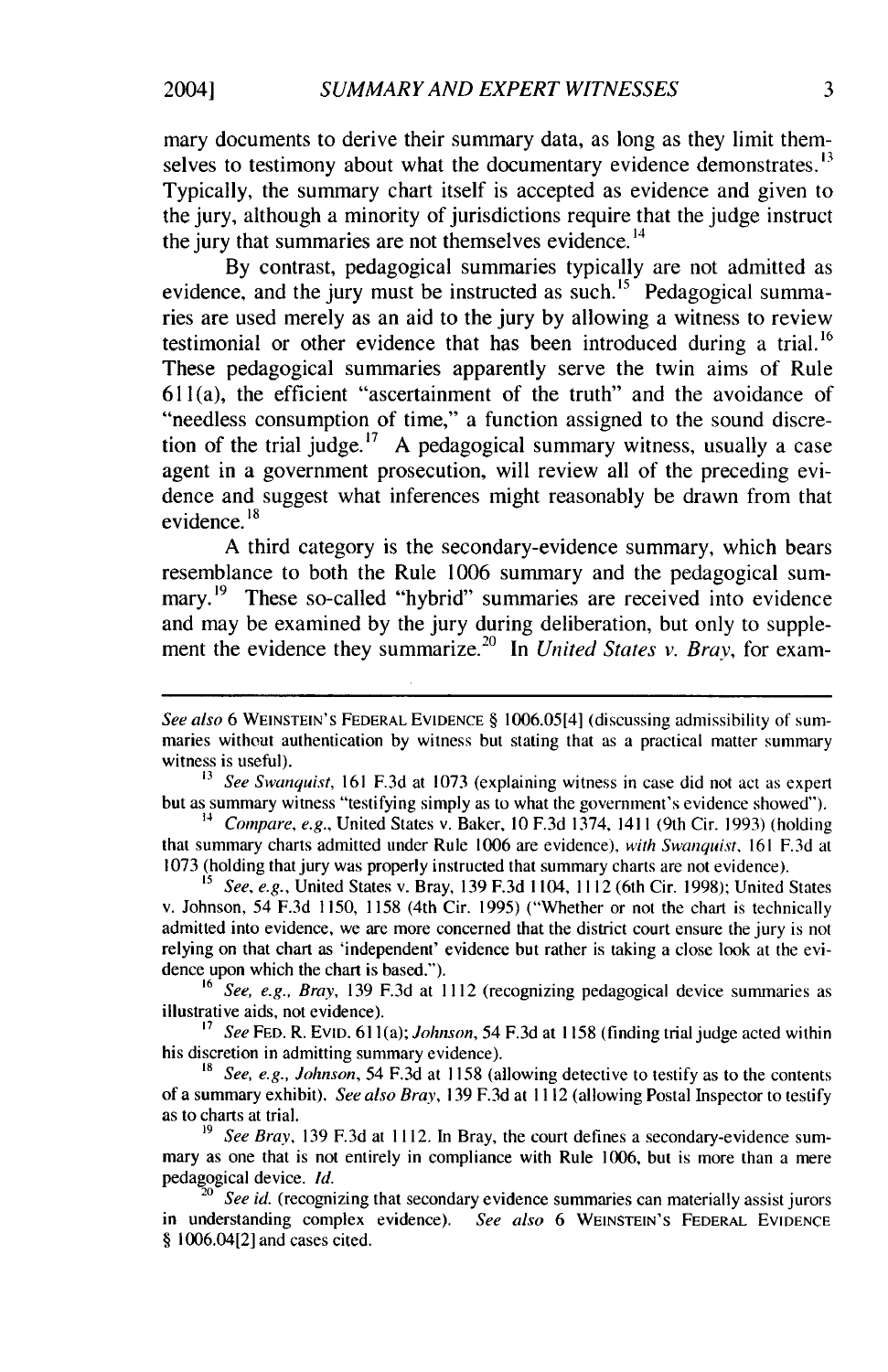mary documents to derive their summary data, as long as they limit themselves to testimony about what the documentary evidence demonstrates.[13] Typically, the summary chart itself is accepted as evidence and given to the jury, although a minority of jurisdictions require that the judge instruct the jury that summaries are not themselves evidence.[14]

By contrast, pedagogical summaries typically are not admitted as evidence, and the jury must be instructed as such.[15] Pedagogical summaries are used merely as an aid to the jury by allowing a witness to review testimonial or other evidence that has been introduced during a trial.[16] These pedagogical summaries apparently serve the twin aims of Rule 611(a), the efficient "ascertainment of the truth" and the avoidance of "needless consumption of time," a function assigned to the sound discretion of the trial judge.[17] A pedagogical summary witness, usually a case agent in a government prosecution, will review all of the preceding evidence and suggest what inferences might reasonably be drawn from that evidence.[18]

A third category is the secondary-evidence summary, which bears resemblance to both the Rule 1006 summary and the pedagogical summary.[19] These so-called "hybrid" summaries are received into evidence and may be examined by the jury during deliberation, but only to supplement the evidence they summarize.[20] In *United States v. Bray*, for exam-

---

*See also* 6 WEINSTEIN'S FEDERAL EVIDENCE § 1006.05[4] (discussing admissibility of summaries without authentication by witness but stating that as a practical matter summary witness is useful).

[13] *See Swanquist*, 161 F.3d at 1073 (explaining witness in case did not act as expert but as summary witness "testifying simply as to what the government's evidence showed").

[14] *Compare, e.g.*, United States v. Baker, 10 F.3d 1374, 1411 (9th Cir. 1993) (holding that summary charts admitted under Rule 1006 are evidence), *with Swanquist*, 161 F.3d at 1073 (holding that jury was properly instructed that summary charts are not evidence).

[15] *See, e.g.*, United States v. Bray, 139 F.3d 1104, 1112 (6th Cir. 1998); United States v. Johnson, 54 F.3d 1150, 1158 (4th Cir. 1995) ("Whether or not the chart is technically admitted into evidence, we are more concerned that the district court ensure the jury is not relying on that chart as 'independent' evidence but rather is taking a close look at the evidence upon which the chart is based.").

[16] *See, e.g., Bray*, 139 F.3d at 1112 (recognizing pedagogical device summaries as illustrative aids, not evidence).

[17] *See* FED. R. EVID. 611(a); *Johnson*, 54 F.3d at 1158 (finding trial judge acted within his discretion in admitting summary evidence).

[18] *See, e.g., Johnson*, 54 F.3d at 1158 (allowing detective to testify as to the contents of a summary exhibit). *See also Bray*, 139 F.3d at 1112 (allowing Postal Inspector to testify as to charts at trial.

[19] *See Bray*, 139 F.3d at 1112. In Bray, the court defines a secondary-evidence summary as one that is not entirely in compliance with Rule 1006, but is more than a mere pedagogical device. *Id.*

[20] *See id.* (recognizing that secondary evidence summaries can materially assist jurors in understanding complex evidence). *See also* 6 WEINSTEIN'S FEDERAL EVIDENCE § 1006.04[2] and cases cited.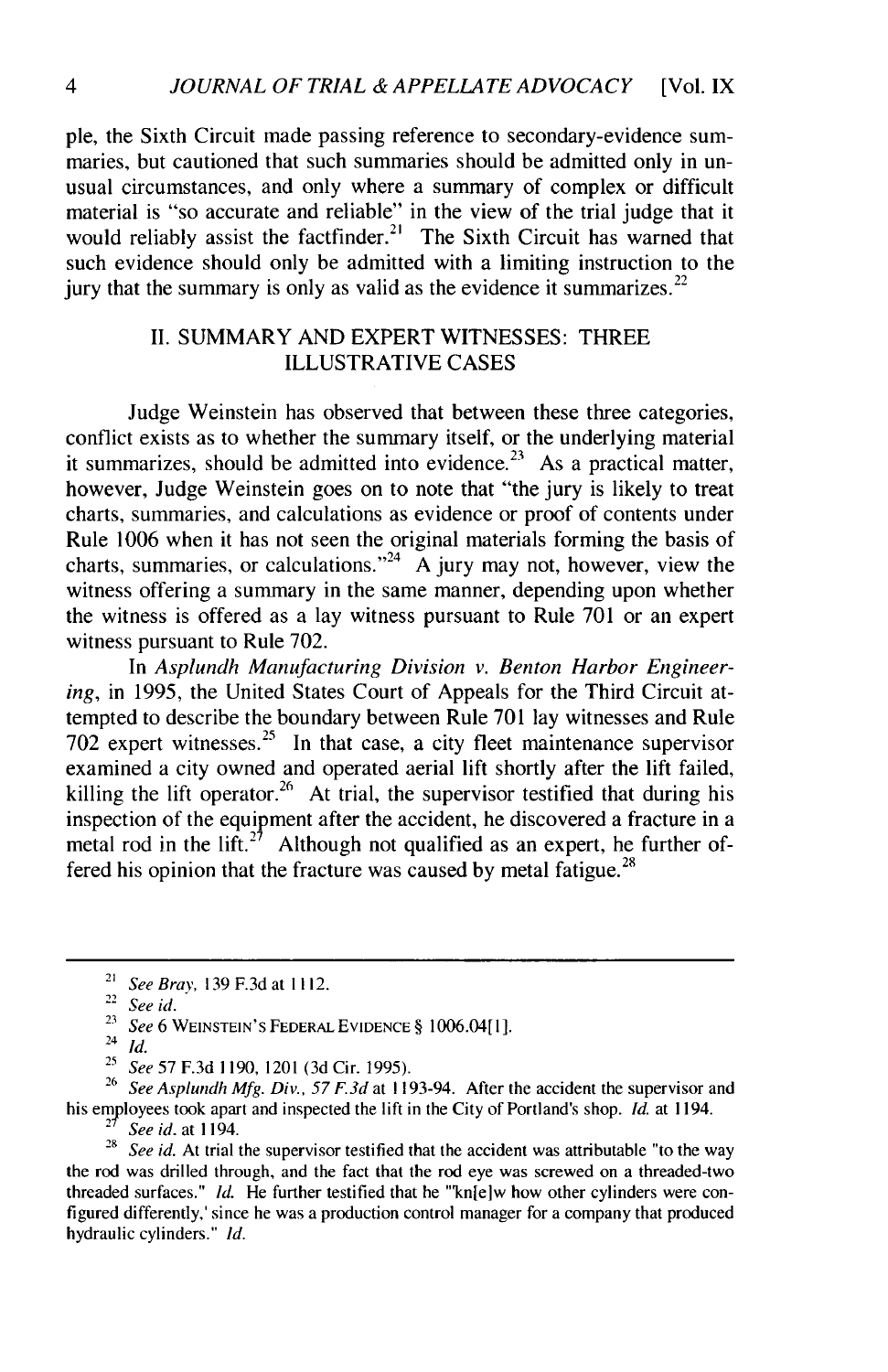ple, the Sixth Circuit made passing reference to secondary-evidence summaries, but cautioned that such summaries should be admitted only in unusual circumstances, and only where a summary of complex or difficult material is "so accurate and reliable" in the view of the trial judge that it would reliably assist the factfinder.[21] The Sixth Circuit has warned that such evidence should only be admitted with a limiting instruction to the jury that the summary is only as valid as the evidence it summarizes.[22]

## II. SUMMARY AND EXPERT WITNESSES: THREE ILLUSTRATIVE CASES

Judge Weinstein has observed that between these three categories, conflict exists as to whether the summary itself, or the underlying material it summarizes, should be admitted into evidence.[23] As a practical matter, however, Judge Weinstein goes on to note that "the jury is likely to treat charts, summaries, and calculations as evidence or proof of contents under Rule 1006 when it has not seen the original materials forming the basis of charts, summaries, or calculations."[24] A jury may not, however, view the witness offering a summary in the same manner, depending upon whether the witness is offered as a lay witness pursuant to Rule 701 or an expert witness pursuant to Rule 702.

In *Asplundh Manufacturing Division v. Benton Harbor Engineering*, in 1995, the United States Court of Appeals for the Third Circuit attempted to describe the boundary between Rule 701 lay witnesses and Rule 702 expert witnesses.[25] In that case, a city fleet maintenance supervisor examined a city owned and operated aerial lift shortly after the lift failed, killing the lift operator.[26] At trial, the supervisor testified that during his inspection of the equipment after the accident, he discovered a fracture in a metal rod in the lift.[27] Although not qualified as an expert, he further offered his opinion that the fracture was caused by metal fatigue.[28]

---

[21] *See Bray*, 139 F.3d at 1112.

[22] *See id.*

[23] *See* 6 WEINSTEIN'S FEDERAL EVIDENCE § 1006.04[1].

[24] *Id.*

[25] *See* 57 F.3d 1190, 1201 (3d Cir. 1995).

[26] *See Asplundh Mfg. Div.*, 57 F.3d at 1193-94. After the accident the supervisor and his employees took apart and inspected the lift in the City of Portland's shop. *Id.* at 1194.

[27] *See id.* at 1194.

[28] *See id.* At trial the supervisor testified that the accident was attributable "to the way the rod was drilled through, and the fact that the rod eye was screwed on a threaded-two threaded surfaces." *Id.* He further testified that he "'kn[e]w how other cylinders were configured differently,' since he was a production control manager for a company that produced hydraulic cylinders." *Id.*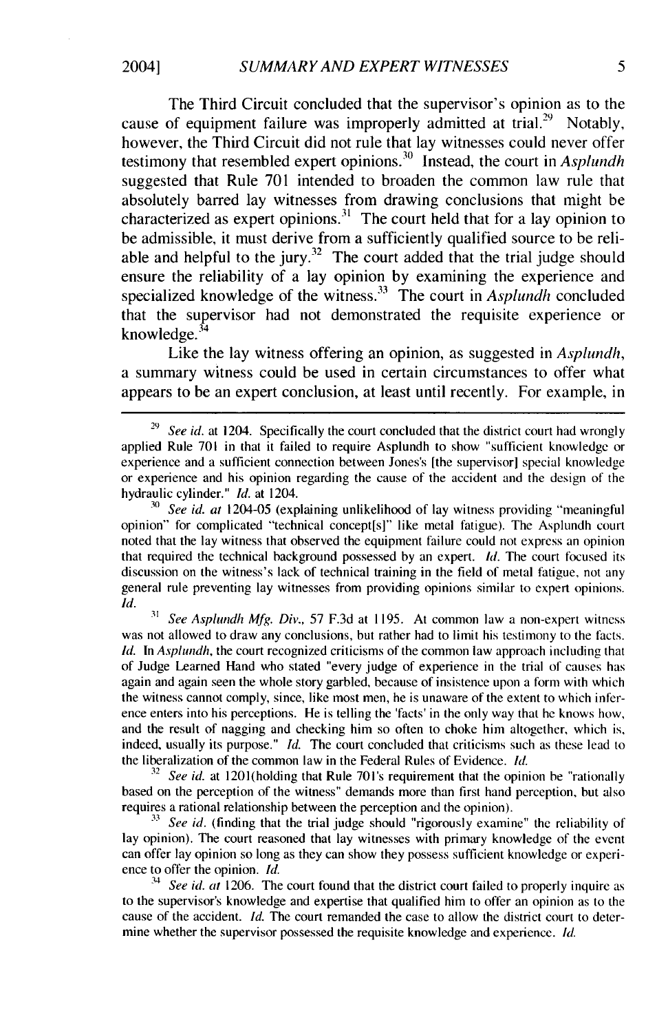The Third Circuit concluded that the supervisor's opinion as to the cause of equipment failure was improperly admitted at trial.[29] Notably, however, the Third Circuit did not rule that lay witnesses could never offer testimony that resembled expert opinions.[30] Instead, the court in *Asplundh* suggested that Rule 701 intended to broaden the common law rule that absolutely barred lay witnesses from drawing conclusions that might be characterized as expert opinions.[31] The court held that for a lay opinion to be admissible, it must derive from a sufficiently qualified source to be reliable and helpful to the jury.[32] The court added that the trial judge should ensure the reliability of a lay opinion by examining the experience and specialized knowledge of the witness.[33] The court in *Asplundh* concluded that the supervisor had not demonstrated the requisite experience or knowledge.[34]

Like the lay witness offering an opinion, as suggested in *Asplundh*, a summary witness could be used in certain circumstances to offer what appears to be an expert conclusion, at least until recently. For example, in

---

[29] *See id.* at 1204. Specifically the court concluded that the district court had wrongly applied Rule 701 in that it failed to require Asplundh to show "sufficient knowledge or experience and a sufficient connection between Jones's [the supervisor] special knowledge or experience and his opinion regarding the cause of the accident and the design of the hydraulic cylinder." *Id.* at 1204.

[30] *See id. at* 1204-05 (explaining unlikelihood of lay witness providing "meaningful opinion" for complicated "technical concept[s]" like metal fatigue). The Asplundh court noted that the lay witness that observed the equipment failure could not express an opinion that required the technical background possessed by an expert. *Id.* The court focused its discussion on the witness's lack of technical training in the field of metal fatigue, not any general rule preventing lay witnesses from providing opinions similar to expert opinions. *Id.*

[31] *See Asplundh Mfg. Div.*, 57 F.3d at 1195. At common law a non-expert witness was not allowed to draw any conclusions, but rather had to limit his testimony to the facts. *Id.* In *Asplundh*, the court recognized criticisms of the common law approach including that of Judge Learned Hand who stated "every judge of experience in the trial of causes has again and again seen the whole story garbled, because of insistence upon a form with which the witness cannot comply, since, like most men, he is unaware of the extent to which inference enters into his perceptions. He is telling the 'facts' in the only way that he knows how, and the result of nagging and checking him so often to choke him altogether, which is, indeed, usually its purpose." *Id.* The court concluded that criticisms such as these lead to the liberalization of the common law in the Federal Rules of Evidence. *Id.*

[32] *See id.* at 1201(holding that Rule 701's requirement that the opinion be "rationally based on the perception of the witness" demands more than first hand perception, but also requires a rational relationship between the perception and the opinion).

[33] *See id.* (finding that the trial judge should "rigorously examine" the reliability of lay opinion). The court reasoned that lay witnesses with primary knowledge of the event can offer lay opinion so long as they can show they possess sufficient knowledge or experience to offer the opinion. *Id.*

[34] *See id. at* 1206. The court found that the district court failed to properly inquire as to the supervisor's knowledge and expertise that qualified him to offer an opinion as to the cause of the accident. *Id.* The court remanded the case to allow the district court to determine whether the supervisor possessed the requisite knowledge and experience. *Id.*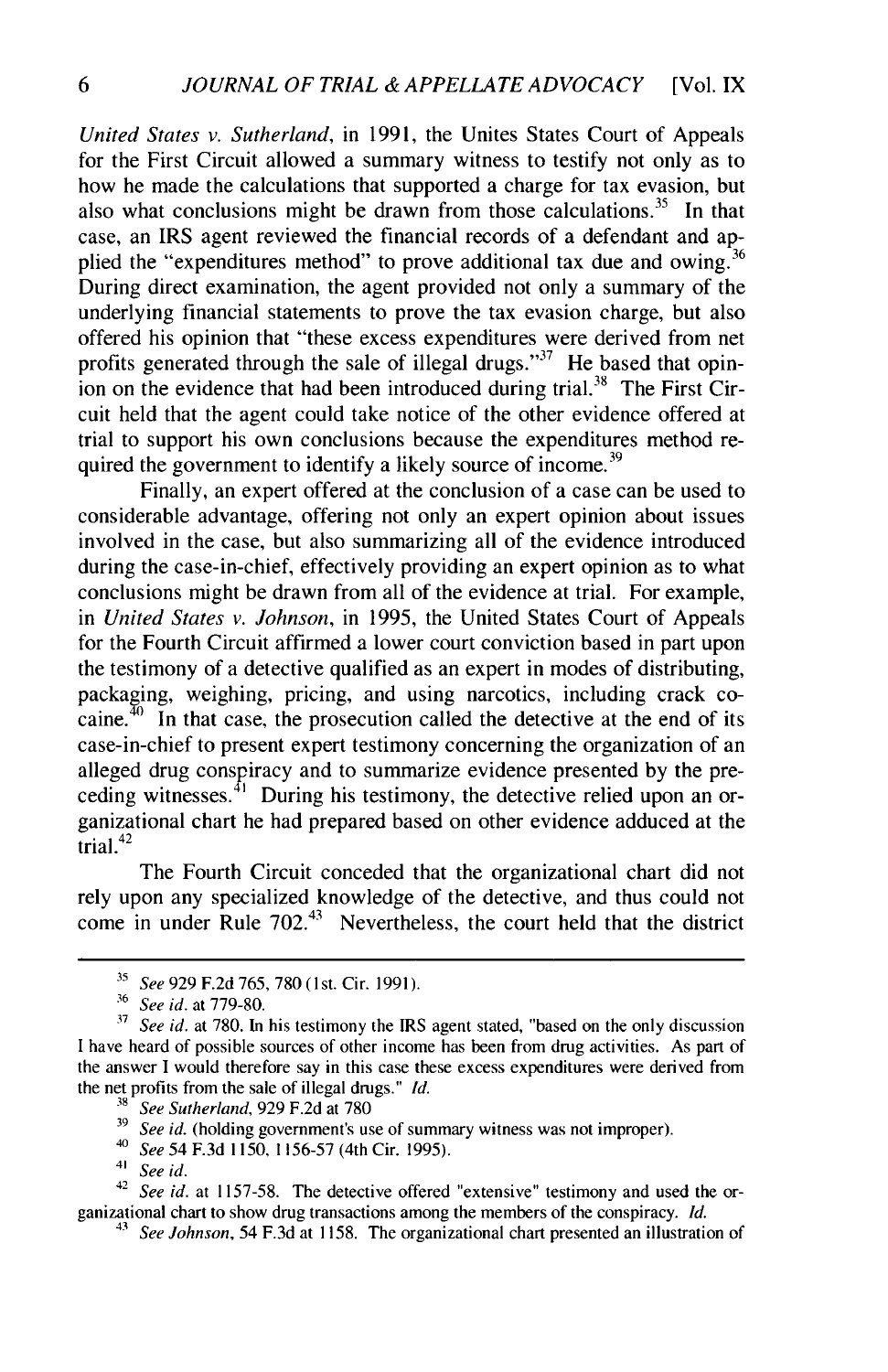*United States v. Sutherland*, in 1991, the Unites States Court of Appeals for the First Circuit allowed a summary witness to testify not only as to how he made the calculations that supported a charge for tax evasion, but also what conclusions might be drawn from those calculations.[35] In that case, an IRS agent reviewed the financial records of a defendant and applied the "expenditures method" to prove additional tax due and owing.[36] During direct examination, the agent provided not only a summary of the underlying financial statements to prove the tax evasion charge, but also offered his opinion that "these excess expenditures were derived from net profits generated through the sale of illegal drugs."[37] He based that opinion on the evidence that had been introduced during trial.[38] The First Circuit held that the agent could take notice of the other evidence offered at trial to support his own conclusions because the expenditures method required the government to identify a likely source of income.[39]

Finally, an expert offered at the conclusion of a case can be used to considerable advantage, offering not only an expert opinion about issues involved in the case, but also summarizing all of the evidence introduced during the case-in-chief, effectively providing an expert opinion as to what conclusions might be drawn from all of the evidence at trial. For example, in *United States v. Johnson*, in 1995, the United States Court of Appeals for the Fourth Circuit affirmed a lower court conviction based in part upon the testimony of a detective qualified as an expert in modes of distributing, packaging, weighing, pricing, and using narcotics, including crack cocaine.[40] In that case, the prosecution called the detective at the end of its case-in-chief to present expert testimony concerning the organization of an alleged drug conspiracy and to summarize evidence presented by the preceding witnesses.[41] During his testimony, the detective relied upon an organizational chart he had prepared based on other evidence adduced at the trial.[42]

The Fourth Circuit conceded that the organizational chart did not rely upon any specialized knowledge of the detective, and thus could not come in under Rule 702.[43] Nevertheless, the court held that the district

---

[35] *See* 929 F.2d 765, 780 (1st. Cir. 1991).

[36] *See id.* at 779-80.

[37] *See id.* at 780. In his testimony the IRS agent stated, "based on the only discussion I have heard of possible sources of other income has been from drug activities. As part of the answer I would therefore say in this case these excess expenditures were derived from the net profits from the sale of illegal drugs." *Id.*

[38] *See Sutherland*, 929 F.2d at 780

[39] *See id.* (holding government's use of summary witness was not improper).

[40] *See* 54 F.3d 1150, 1156-57 (4th Cir. 1995).

[41] *See id.*

[42] *See id.* at 1157-58. The detective offered "extensive" testimony and used the organizational chart to show drug transactions among the members of the conspiracy. *Id.*

[43] *See Johnson*, 54 F.3d at 1158. The organizational chart presented an illustration of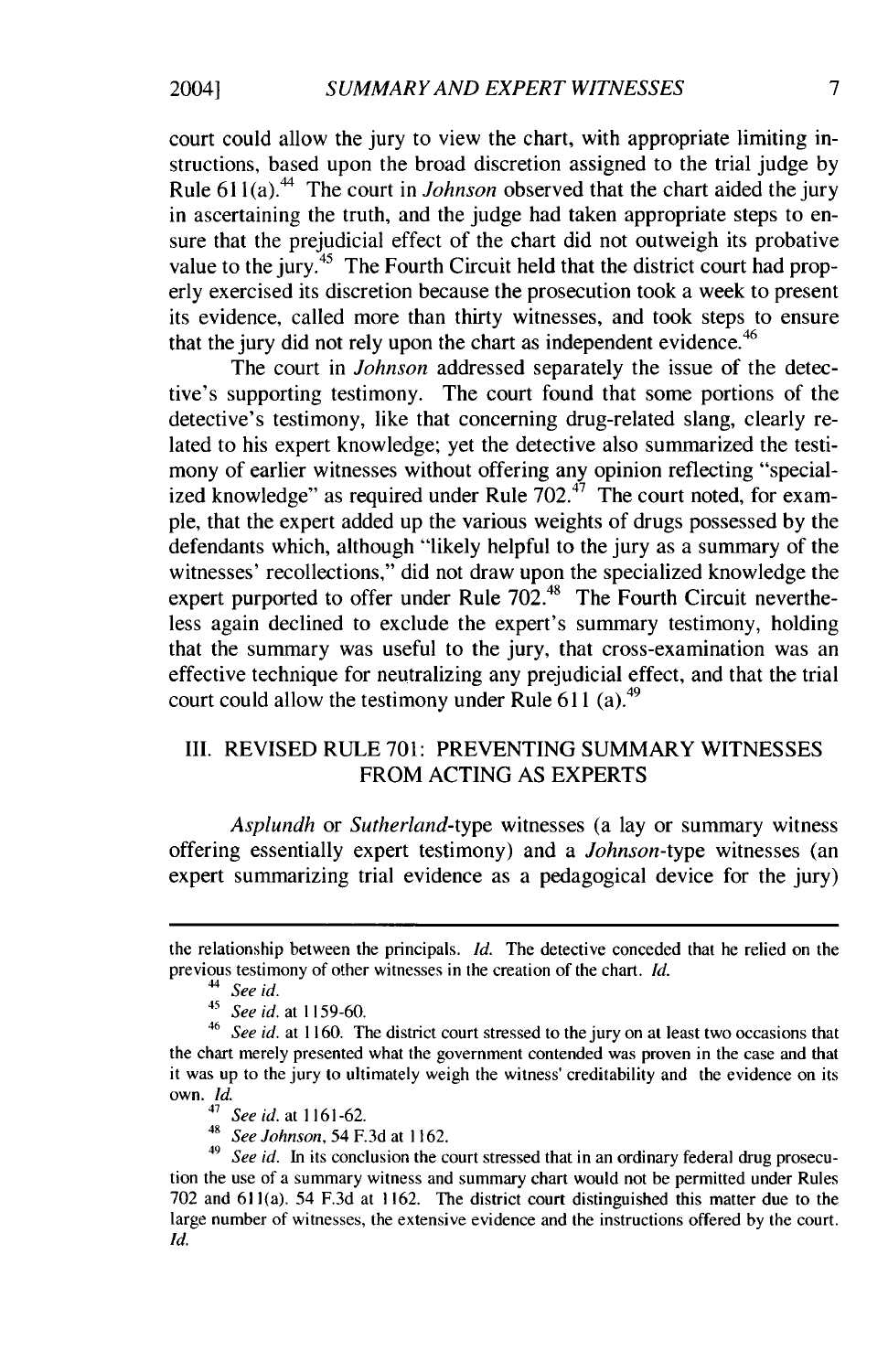court could allow the jury to view the chart, with appropriate limiting instructions, based upon the broad discretion assigned to the trial judge by Rule 611(a).[44] The court in *Johnson* observed that the chart aided the jury in ascertaining the truth, and the judge had taken appropriate steps to ensure that the prejudicial effect of the chart did not outweigh its probative value to the jury.[45] The Fourth Circuit held that the district court had properly exercised its discretion because the prosecution took a week to present its evidence, called more than thirty witnesses, and took steps to ensure that the jury did not rely upon the chart as independent evidence.[46]

The court in *Johnson* addressed separately the issue of the detective's supporting testimony. The court found that some portions of the detective's testimony, like that concerning drug-related slang, clearly related to his expert knowledge; yet the detective also summarized the testimony of earlier witnesses without offering any opinion reflecting "specialized knowledge" as required under Rule 702.[47] The court noted, for example, that the expert added up the various weights of drugs possessed by the defendants which, although "likely helpful to the jury as a summary of the witnesses' recollections," did not draw upon the specialized knowledge the expert purported to offer under Rule 702.[48] The Fourth Circuit nevertheless again declined to exclude the expert's summary testimony, holding that the summary was useful to the jury, that cross-examination was an effective technique for neutralizing any prejudicial effect, and that the trial court could allow the testimony under Rule 611 (a).[49]

## III. REVISED RULE 701: PREVENTING SUMMARY WITNESSES FROM ACTING AS EXPERTS

*Asplundh* or *Sutherland*-type witnesses (a lay or summary witness offering essentially expert testimony) and a *Johnson*-type witnesses (an expert summarizing trial evidence as a pedagogical device for the jury)

---

the relationship between the principals. *Id.* The detective conceded that he relied on the previous testimony of other witnesses in the creation of the chart. *Id.*

[44] *See id.*

[45] *See id.* at 1159-60.

[46] *See id.* at 1160. The district court stressed to the jury on at least two occasions that the chart merely presented what the government contended was proven in the case and that it was up to the jury to ultimately weigh the witness' creditability and the evidence on its own. *Id.*

[47] *See id.* at 1161-62.

[48] *See Johnson*, 54 F.3d at 1162.

[49] *See id.* In its conclusion the court stressed that in an ordinary federal drug prosecution the use of a summary witness and summary chart would not be permitted under Rules 702 and 611(a). 54 F.3d at 1162. The district court distinguished this matter due to the large number of witnesses, the extensive evidence and the instructions offered by the court. *Id.*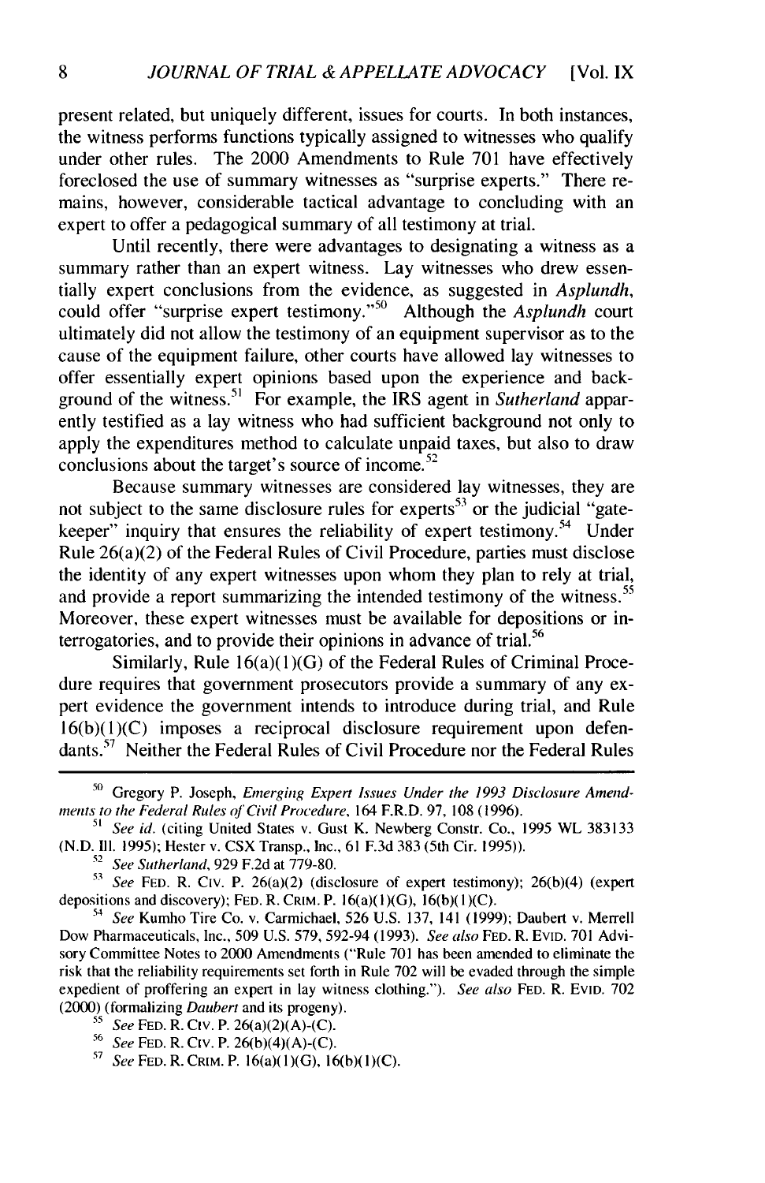present related, but uniquely different, issues for courts. In both instances, the witness performs functions typically assigned to witnesses who qualify under other rules. The 2000 Amendments to Rule 701 have effectively foreclosed the use of summary witnesses as "surprise experts." There remains, however, considerable tactical advantage to concluding with an expert to offer a pedagogical summary of all testimony at trial.

Until recently, there were advantages to designating a witness as a summary rather than an expert witness. Lay witnesses who drew essentially expert conclusions from the evidence, as suggested in *Asplundh*, could offer "surprise expert testimony."[50] Although the *Asplundh* court ultimately did not allow the testimony of an equipment supervisor as to the cause of the equipment failure, other courts have allowed lay witnesses to offer essentially expert opinions based upon the experience and background of the witness.[51] For example, the IRS agent in *Sutherland* apparently testified as a lay witness who had sufficient background not only to apply the expenditures method to calculate unpaid taxes, but also to draw conclusions about the target's source of income.[52]

Because summary witnesses are considered lay witnesses, they are not subject to the same disclosure rules for experts[53] or the judicial "gatekeeper" inquiry that ensures the reliability of expert testimony.[54] Under Rule 26(a)(2) of the Federal Rules of Civil Procedure, parties must disclose the identity of any expert witnesses upon whom they plan to rely at trial, and provide a report summarizing the intended testimony of the witness.[55] Moreover, these expert witnesses must be available for depositions or interrogatories, and to provide their opinions in advance of trial.[56]

Similarly, Rule 16(a)(1)(G) of the Federal Rules of Criminal Procedure requires that government prosecutors provide a summary of any expert evidence the government intends to introduce during trial, and Rule 16(b)(1)(C) imposes a reciprocal disclosure requirement upon defendants.[57] Neither the Federal Rules of Civil Procedure nor the Federal Rules

---

[50] Gregory P. Joseph, *Emerging Expert Issues Under the 1993 Disclosure Amendments to the Federal Rules of Civil Procedure*, 164 F.R.D. 97, 108 (1996).

[51] *See id.* (citing United States v. Gust K. Newberg Constr. Co., 1995 WL 383133 (N.D. Ill. 1995); Hester v. CSX Transp., Inc., 61 F.3d 383 (5th Cir. 1995)).

[52] *See Sutherland*, 929 F.2d at 779-80.

[53] *See* FED. R. CIV. P. 26(a)(2) (disclosure of expert testimony); 26(b)(4) (expert depositions and discovery); FED. R. CRIM. P. 16(a)(1)(G), 16(b)(1)(C).

[54] *See* Kumho Tire Co. v. Carmichael, 526 U.S. 137, 141 (1999); Daubert v. Merrell Dow Pharmaceuticals, Inc., 509 U.S. 579, 592-94 (1993). *See also* FED. R. EVID. 701 Advisory Committee Notes to 2000 Amendments ("Rule 701 has been amended to eliminate the risk that the reliability requirements set forth in Rule 702 will be evaded through the simple expedient of proffering an expert in lay witness clothing."). *See also* FED. R. EVID. 702 (2000) (formalizing *Daubert* and its progeny).

[55] *See* FED. R. CIV. P. 26(a)(2)(A)-(C).

[56] *See* FED. R. CIV. P. 26(b)(4)(A)-(C).

[57] *See* FED. R. CRIM. P. 16(a)(1)(G), 16(b)(1)(C).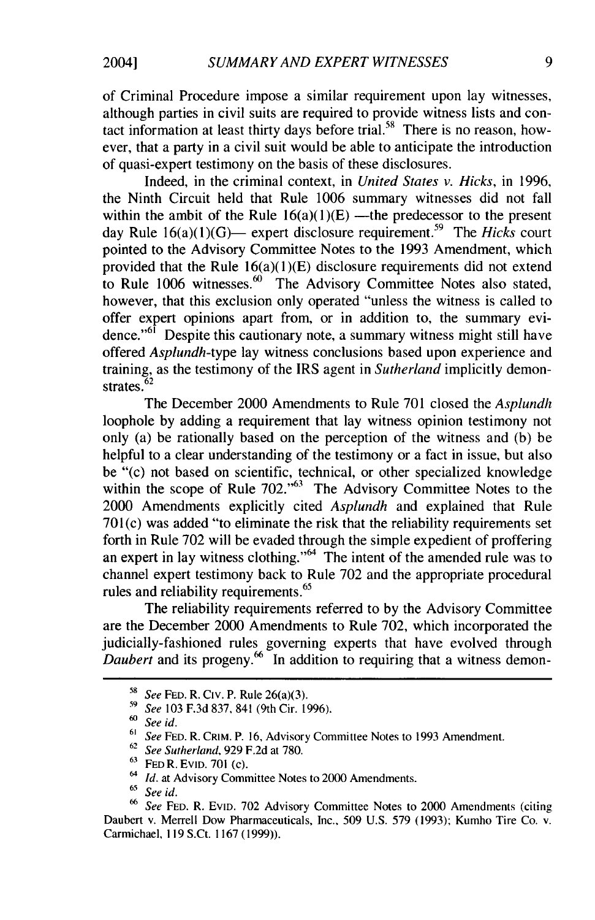of Criminal Procedure impose a similar requirement upon lay witnesses, although parties in civil suits are required to provide witness lists and contact information at least thirty days before trial.[58] There is no reason, however, that a party in a civil suit would be able to anticipate the introduction of quasi-expert testimony on the basis of these disclosures.

Indeed, in the criminal context, in *United States v. Hicks*, in 1996, the Ninth Circuit held that Rule 1006 summary witnesses did not fall within the ambit of the Rule 16(a)(1)(E) —the predecessor to the present day Rule 16(a)(1)(G)— expert disclosure requirement.[59] The *Hicks* court pointed to the Advisory Committee Notes to the 1993 Amendment, which provided that the Rule 16(a)(1)(E) disclosure requirements did not extend to Rule 1006 witnesses.[60] The Advisory Committee Notes also stated, however, that this exclusion only operated "unless the witness is called to offer expert opinions apart from, or in addition to, the summary evidence."[61] Despite this cautionary note, a summary witness might still have offered *Asplundh*-type lay witness conclusions based upon experience and training, as the testimony of the IRS agent in *Sutherland* implicitly demonstrates.[62]

The December 2000 Amendments to Rule 701 closed the *Asplundh* loophole by adding a requirement that lay witness opinion testimony not only (a) be rationally based on the perception of the witness and (b) be helpful to a clear understanding of the testimony or a fact in issue, but also be "(c) not based on scientific, technical, or other specialized knowledge within the scope of Rule 702."[63] The Advisory Committee Notes to the 2000 Amendments explicitly cited *Asplundh* and explained that Rule 701(c) was added "to eliminate the risk that the reliability requirements set forth in Rule 702 will be evaded through the simple expedient of proffering an expert in lay witness clothing."[64] The intent of the amended rule was to channel expert testimony back to Rule 702 and the appropriate procedural rules and reliability requirements.[65]

The reliability requirements referred to by the Advisory Committee are the December 2000 Amendments to Rule 702, which incorporated the judicially-fashioned rules governing experts that have evolved through *Daubert* and its progeny.[66] In addition to requiring that a witness demon-

---

[58] *See* FED. R. CIV. P. Rule 26(a)(3).

[59] *See* 103 F.3d 837, 841 (9th Cir. 1996).

[60] *See id.*

[61] *See* FED. R. CRIM. P. 16, Advisory Committee Notes to 1993 Amendment.

[62] *See Sutherland*, 929 F.2d at 780.

[63] FED R. EVID. 701 (c).

[64] *Id.* at Advisory Committee Notes to 2000 Amendments.

[65] *See id.*

[66] *See* FED. R. EVID. 702 Advisory Committee Notes to 2000 Amendments (citing Daubert v. Merrell Dow Pharmaceuticals, Inc., 509 U.S. 579 (1993); Kumho Tire Co. v. Carmichael, 119 S.Ct. 1167 (1999)).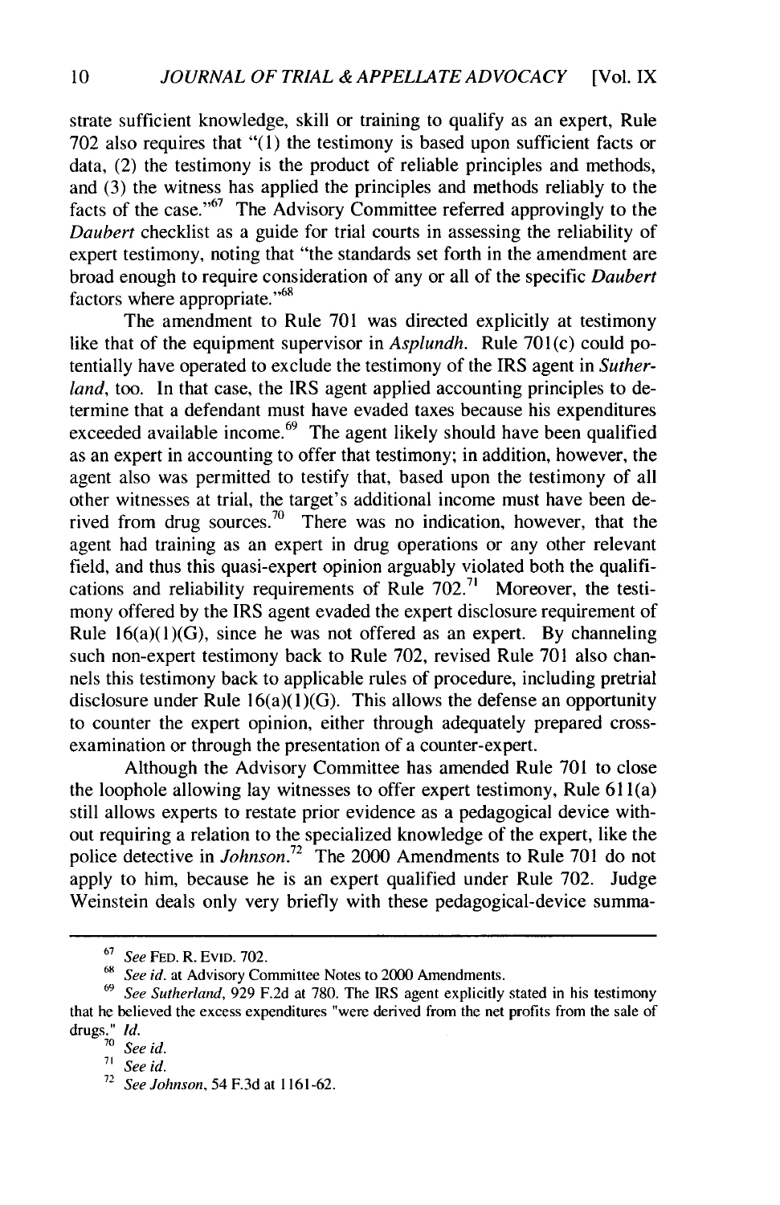strate sufficient knowledge, skill or training to qualify as an expert, Rule 702 also requires that "(1) the testimony is based upon sufficient facts or data, (2) the testimony is the product of reliable principles and methods, and (3) the witness has applied the principles and methods reliably to the facts of the case."[67] The Advisory Committee referred approvingly to the *Daubert* checklist as a guide for trial courts in assessing the reliability of expert testimony, noting that "the standards set forth in the amendment are broad enough to require consideration of any or all of the specific *Daubert* factors where appropriate."[68]

The amendment to Rule 701 was directed explicitly at testimony like that of the equipment supervisor in *Asplundh*. Rule 701(c) could potentially have operated to exclude the testimony of the IRS agent in *Sutherland*, too. In that case, the IRS agent applied accounting principles to determine that a defendant must have evaded taxes because his expenditures exceeded available income.[69] The agent likely should have been qualified as an expert in accounting to offer that testimony; in addition, however, the agent also was permitted to testify that, based upon the testimony of all other witnesses at trial, the target's additional income must have been derived from drug sources.[70] There was no indication, however, that the agent had training as an expert in drug operations or any other relevant field, and thus this quasi-expert opinion arguably violated both the qualifications and reliability requirements of Rule 702.[71] Moreover, the testimony offered by the IRS agent evaded the expert disclosure requirement of Rule 16(a)(1)(G), since he was not offered as an expert. By channeling such non-expert testimony back to Rule 702, revised Rule 701 also channels this testimony back to applicable rules of procedure, including pretrial disclosure under Rule 16(a)(1)(G). This allows the defense an opportunity to counter the expert opinion, either through adequately prepared cross-examination or through the presentation of a counter-expert.

Although the Advisory Committee has amended Rule 701 to close the loophole allowing lay witnesses to offer expert testimony, Rule 611(a) still allows experts to restate prior evidence as a pedagogical device without requiring a relation to the specialized knowledge of the expert, like the police detective in *Johnson*.[72] The 2000 Amendments to Rule 701 do not apply to him, because he is an expert qualified under Rule 702. Judge Weinstein deals only very briefly with these pedagogical-device summa-

---

[67] *See* FED. R. EVID. 702.

[68] *See id.* at Advisory Committee Notes to 2000 Amendments.

[69] *See Sutherland*, 929 F.2d at 780. The IRS agent explicitly stated in his testimony that he believed the excess expenditures "were derived from the net profits from the sale of drugs." *Id.*

[70] *See id.*

[71] *See id.*

[72] *See Johnson*, 54 F.3d at 1161-62.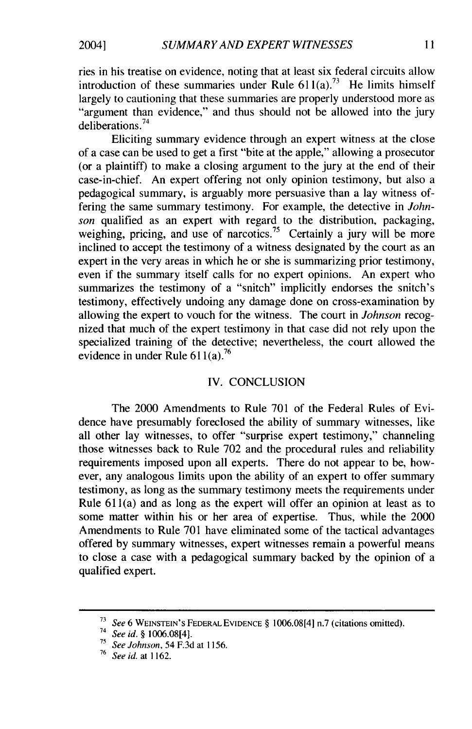ries in his treatise on evidence, noting that at least six federal circuits allow introduction of these summaries under Rule 611(a).[73] He limits himself largely to cautioning that these summaries are properly understood more as "argument than evidence," and thus should not be allowed into the jury deliberations.[74]

Eliciting summary evidence through an expert witness at the close of a case can be used to get a first "bite at the apple," allowing a prosecutor (or a plaintiff) to make a closing argument to the jury at the end of their case-in-chief. An expert offering not only opinion testimony, but also a pedagogical summary, is arguably more persuasive than a lay witness offering the same summary testimony. For example, the detective in *Johnson* qualified as an expert with regard to the distribution, packaging, weighing, pricing, and use of narcotics.[75] Certainly a jury will be more inclined to accept the testimony of a witness designated by the court as an expert in the very areas in which he or she is summarizing prior testimony, even if the summary itself calls for no expert opinions. An expert who summarizes the testimony of a "snitch" implicitly endorses the snitch's testimony, effectively undoing any damage done on cross-examination by allowing the expert to vouch for the witness. The court in *Johnson* recognized that much of the expert testimony in that case did not rely upon the specialized training of the detective; nevertheless, the court allowed the evidence in under Rule 611(a).[76]

## IV. CONCLUSION

The 2000 Amendments to Rule 701 of the Federal Rules of Evidence have presumably foreclosed the ability of summary witnesses, like all other lay witnesses, to offer "surprise expert testimony," channeling those witnesses back to Rule 702 and the procedural rules and reliability requirements imposed upon all experts. There do not appear to be, however, any analogous limits upon the ability of an expert to offer summary testimony, as long as the summary testimony meets the requirements under Rule 611(a) and as long as the expert will offer an opinion at least as to some matter within his or her area of expertise. Thus, while the 2000 Amendments to Rule 701 have eliminated some of the tactical advantages offered by summary witnesses, expert witnesses remain a powerful means to close a case with a pedagogical summary backed by the opinion of a qualified expert.

---

[73] *See* 6 WEINSTEIN'S FEDERAL EVIDENCE § 1006.08[4] n.7 (citations omitted).

[74] *See id.* § 1006.08[4].

[75] *See Johnson*, 54 F.3d at 1156.

[76] *See id.* at 1162.